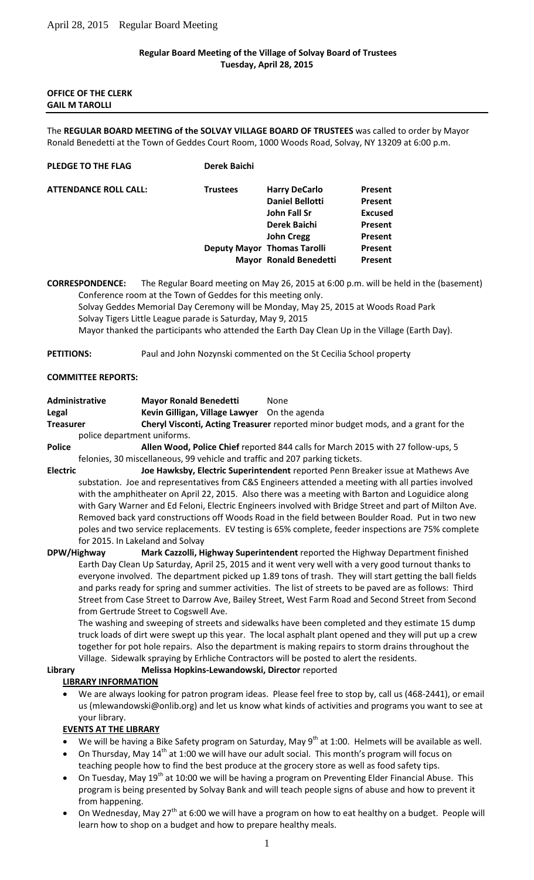**Regular Board Meeting of the Village of Solvay Board of Trustees**
**Tuesday, April 28, 2015**

**OFFICE OF THE CLERK**
**GAIL M TAROLLI**

The **REGULAR BOARD MEETING of the SOLVAY VILLAGE BOARD OF TRUSTEES** was called to order by Mayor Ronald Benedetti at the Town of Geddes Court Room, 1000 Woods Road, Solvay, NY 13209 at 6:00 p.m.

**PLEDGE TO THE FLAG** **Derek Baichi**

| | | | |
|---|---|---|---|
| **ATTENDANCE ROLL CALL:** | **Trustees** | **Harry DeCarlo** | **Present** |
| | | **Daniel Bellotti** | **Present** |
| | | **John Fall Sr** | **Excused** |
| | | **Derek Baichi** | **Present** |
| | | **John Cregg** | **Present** |
| | **Deputy Mayor** | **Thomas Tarolli** | **Present** |
| | **Mayor** | **Ronald Benedetti** | **Present** |

**CORRESPONDENCE:** The Regular Board meeting on May 26, 2015 at 6:00 p.m. will be held in the (basement) Conference room at the Town of Geddes for this meeting only.
Solvay Geddes Memorial Day Ceremony will be Monday, May 25, 2015 at Woods Road Park
Solvay Tigers Little League parade is Saturday, May 9, 2015
Mayor thanked the participants who attended the Earth Day Clean Up in the Village (Earth Day).

**PETITIONS:** Paul and John Nozynski commented on the St Cecilia School property

**COMMITTEE REPORTS:**

**Administrative** **Mayor Ronald Benedetti** None

**Legal** **Kevin Gilligan, Village Lawyer** On the agenda

**Treasurer** **Cheryl Visconti, Acting Treasurer** reported minor budget mods, and a grant for the police department uniforms.

**Police** **Allen Wood, Police Chief** reported 844 calls for March 2015 with 27 follow-ups, 5 felonies, 30 miscellaneous, 99 vehicle and traffic and 207 parking tickets.

**Electric** **Joe Hawksby, Electric Superintendent** reported Penn Breaker issue at Mathews Ave substation. Joe and representatives from C&S Engineers attended a meeting with all parties involved with the amphitheater on April 22, 2015. Also there was a meeting with Barton and Loguidice along with Gary Warner and Ed Feloni, Electric Engineers involved with Bridge Street and part of Milton Ave. Removed back yard constructions off Woods Road in the field between Boulder Road. Put in two new poles and two service replacements. EV testing is 65% complete, feeder inspections are 75% complete for 2015. In Lakeland and Solvay

**DPW/Highway** **Mark Cazzolli, Highway Superintendent** reported the Highway Department finished Earth Day Clean Up Saturday, April 25, 2015 and it went very well with a very good turnout thanks to everyone involved. The department picked up 1.89 tons of trash. They will start getting the ball fields and parks ready for spring and summer activities. The list of streets to be paved are as follows: Third Street from Case Street to Darrow Ave, Bailey Street, West Farm Road and Second Street from Second from Gertrude Street to Cogswell Ave.

The washing and sweeping of streets and sidewalks have been completed and they estimate 15 dump truck loads of dirt were swept up this year. The local asphalt plant opened and they will put up a crew together for pot hole repairs. Also the department is making repairs to storm drains throughout the Village. Sidewalk spraying by Erhliche Contractors will be posted to alert the residents.

**Library** **Melissa Hopkins-Lewandowski, Director** reported

**LIBRARY INFORMATION**

- We are always looking for patron program ideas. Please feel free to stop by, call us (468-2441), or email us (mlewandowski@onlib.org) and let us know what kinds of activities and programs you want to see at your library.

**EVENTS AT THE LIBRARY**

- We will be having a Bike Safety program on Saturday, May 9th at 1:00. Helmets will be available as well.
- On Thursday, May 14th at 1:00 we will have our adult social. This month's program will focus on teaching people how to find the best produce at the grocery store as well as food safety tips.
- On Tuesday, May 19th at 10:00 we will be having a program on Preventing Elder Financial Abuse. This program is being presented by Solvay Bank and will teach people signs of abuse and how to prevent it from happening.
- On Wednesday, May 27th at 6:00 we will have a program on how to eat healthy on a budget. People will learn how to shop on a budget and how to prepare healthy meals.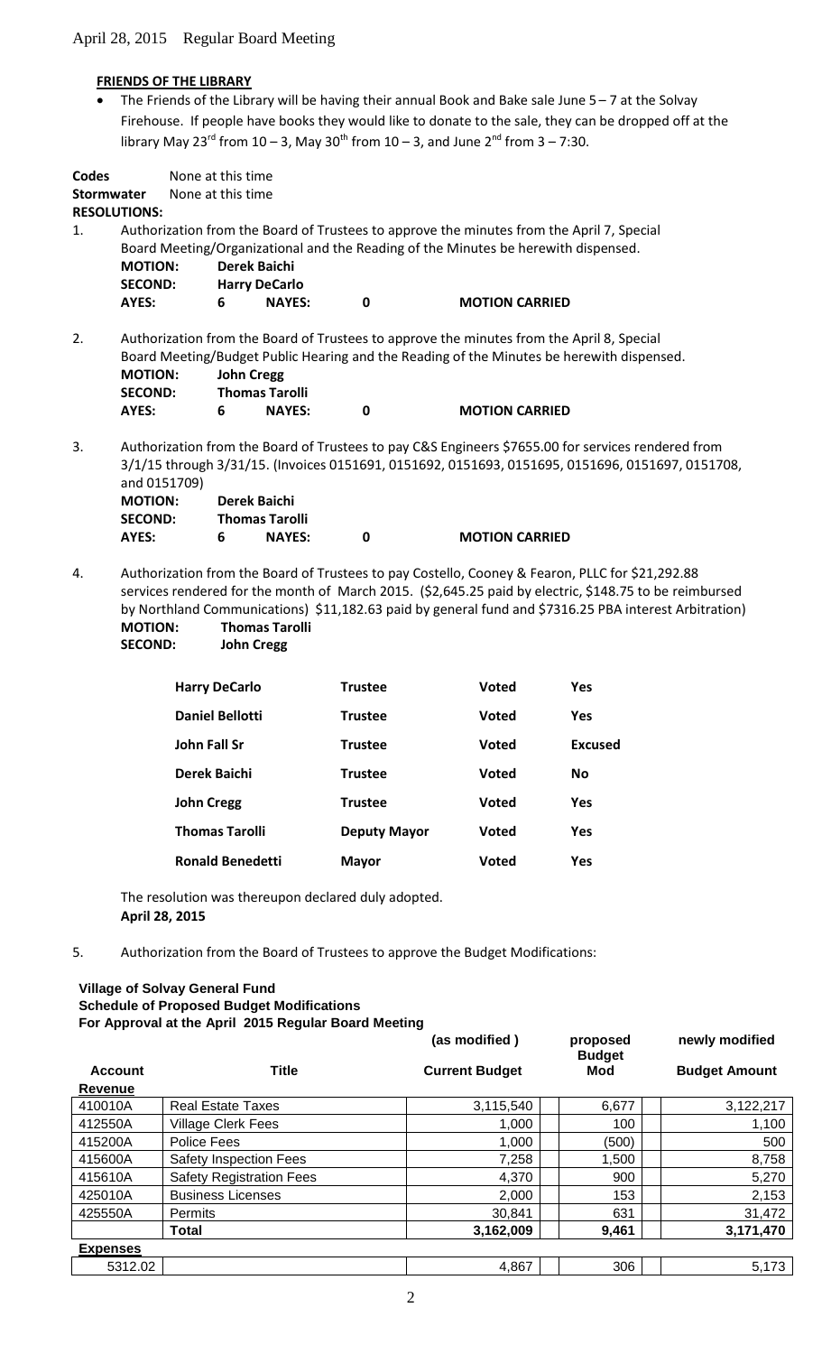**FRIENDS OF THE LIBRARY**

- The Friends of the Library will be having their annual Book and Bake sale June 5 – 7 at the Solvay Firehouse. If people have books they would like to donate to the sale, they can be dropped off at the library May 23rd from 10 – 3, May 30th from 10 – 3, and June 2nd from 3 – 7:30.

**Codes** None at this time
**Stormwater** None at this time

**RESOLUTIONS:**

1. Authorization from the Board of Trustees to approve the minutes from the April 7, Special Board Meeting/Organizational and the Reading of the Minutes be herewith dispensed.

   **MOTION:** **Derek Baichi**
   **SECOND:** **Harry DeCarlo**
   **AYES:** **6** **NAYES:** **0** **MOTION CARRIED**

2. Authorization from the Board of Trustees to approve the minutes from the April 8, Special Board Meeting/Budget Public Hearing and the Reading of the Minutes be herewith dispensed.

   **MOTION:** **John Cregg**
   **SECOND:** **Thomas Tarolli**
   **AYES:** **6** **NAYES:** **0** **MOTION CARRIED**

3. Authorization from the Board of Trustees to pay C&S Engineers $7655.00 for services rendered from 3/1/15 through 3/31/15. (Invoices 0151691, 0151692, 0151693, 0151695, 0151696, 0151697, 0151708, and 0151709)

   **MOTION:** **Derek Baichi**
   **SECOND:** **Thomas Tarolli**
   **AYES:** **6** **NAYES:** **0** **MOTION CARRIED**

4. Authorization from the Board of Trustees to pay Costello, Cooney & Fearon, PLLC for $21,292.88 services rendered for the month of March 2015. ($2,645.25 paid by electric, $148.75 to be reimbursed by Northland Communications) $11,182.63 paid by general fund and $7316.25 PBA interest Arbitration)

   **MOTION:** **Thomas Tarolli**
   **SECOND:** **John Cregg**

| | | | |
|---|---|---|---|
| **Harry DeCarlo** | **Trustee** | **Voted** | **Yes** |
| **Daniel Bellotti** | **Trustee** | **Voted** | **Yes** |
| **John Fall Sr** | **Trustee** | **Voted** | **Excused** |
| **Derek Baichi** | **Trustee** | **Voted** | **No** |
| **John Cregg** | **Trustee** | **Voted** | **Yes** |
| **Thomas Tarolli** | **Deputy Mayor** | **Voted** | **Yes** |
| **Ronald Benedetti** | **Mayor** | **Voted** | **Yes** |

The resolution was thereupon declared duly adopted.
**April 28, 2015**

5. Authorization from the Board of Trustees to approve the Budget Modifications:

**Village of Solvay General Fund**
**Schedule of Proposed Budget Modifications**
**For Approval at the April 2015 Regular Board Meeting**

| Account | Title | (as modified) Current Budget | proposed Budget Mod | newly modified Budget Amount |
|---|---|---|---|---|
| **Revenue** | | | | |
| 410010A | Real Estate Taxes | 3,115,540 | 6,677 | 3,122,217 |
| 412550A | Village Clerk Fees | 1,000 | 100 | 1,100 |
| 415200A | Police Fees | 1,000 | (500) | 500 |
| 415600A | Safety Inspection Fees | 7,258 | 1,500 | 8,758 |
| 415610A | Safety Registration Fees | 4,370 | 900 | 5,270 |
| 425010A | Business Licenses | 2,000 | 153 | 2,153 |
| 425550A | Permits | 30,841 | 631 | 31,472 |
| | **Total** | **3,162,009** | **9,461** | **3,171,470** |
| **Expenses** | | | | |
| 5312.02 | | 4,867 | 306 | 5,173 |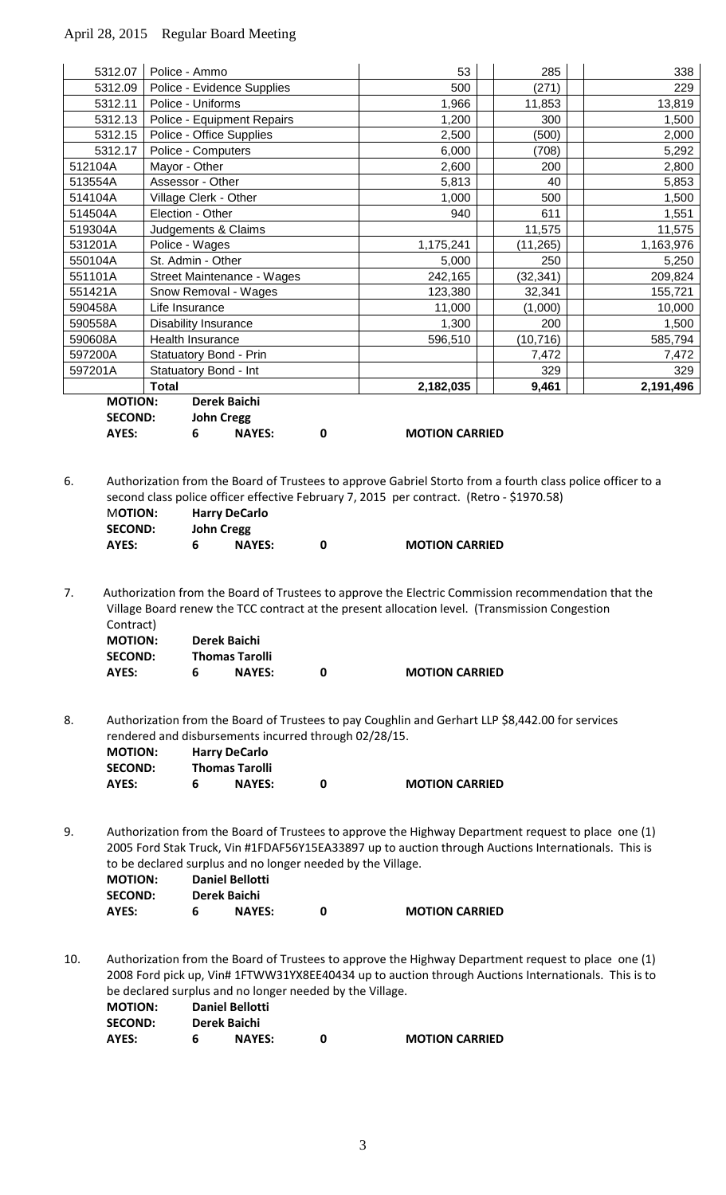| | | | | |
|---|---|---|---|---|
| 5312.07 | Police - Ammo | 53 | 285 | 338 |
| 5312.09 | Police - Evidence Supplies | 500 | (271) | 229 |
| 5312.11 | Police - Uniforms | 1,966 | 11,853 | 13,819 |
| 5312.13 | Police - Equipment Repairs | 1,200 | 300 | 1,500 |
| 5312.15 | Police - Office Supplies | 2,500 | (500) | 2,000 |
| 5312.17 | Police - Computers | 6,000 | (708) | 5,292 |
| 512104A | Mayor - Other | 2,600 | 200 | 2,800 |
| 513554A | Assessor - Other | 5,813 | 40 | 5,853 |
| 514104A | Village Clerk - Other | 1,000 | 500 | 1,500 |
| 514504A | Election - Other | 940 | 611 | 1,551 |
| 519304A | Judgements & Claims | | 11,575 | 11,575 |
| 531201A | Police - Wages | 1,175,241 | (11,265) | 1,163,976 |
| 550104A | St. Admin - Other | 5,000 | 250 | 5,250 |
| 551101A | Street Maintenance - Wages | 242,165 | (32,341) | 209,824 |
| 551421A | Snow Removal - Wages | 123,380 | 32,341 | 155,721 |
| 590458A | Life Insurance | 11,000 | (1,000) | 10,000 |
| 590558A | Disability Insurance | 1,300 | 200 | 1,500 |
| 590608A | Health Insurance | 596,510 | (10,716) | 585,794 |
| 597200A | Statuatory Bond - Prin | | 7,472 | 7,472 |
| 597201A | Statuatory Bond - Int | | 329 | 329 |
| | **Total** | **2,182,035** | **9,461** | **2,191,496** |

**MOTION:** **Derek Baichi**
**SECOND:** **John Cregg**
**AYES: 6 NAYES: 0 MOTION CARRIED**

6. Authorization from the Board of Trustees to approve Gabriel Storto from a fourth class police officer to a second class police officer effective February 7, 2015 per contract. (Retro - $1970.58)

   **MOTION:** **Harry DeCarlo**
   **SECOND:** **John Cregg**
   **AYES: 6 NAYES: 0 MOTION CARRIED**

7. Authorization from the Board of Trustees to approve the Electric Commission recommendation that the Village Board renew the TCC contract at the present allocation level. (Transmission Congestion Contract)

   **MOTION:** **Derek Baichi**
   **SECOND:** **Thomas Tarolli**
   **AYES: 6 NAYES: 0 MOTION CARRIED**

8. Authorization from the Board of Trustees to pay Coughlin and Gerhart LLP $8,442.00 for services rendered and disbursements incurred through 02/28/15.

   **MOTION:** **Harry DeCarlo**
   **SECOND:** **Thomas Tarolli**
   **AYES: 6 NAYES: 0 MOTION CARRIED**

9. Authorization from the Board of Trustees to approve the Highway Department request to place one (1) 2005 Ford Stak Truck, Vin #1FDAF56Y15EA33897 up to auction through Auctions Internationals. This is to be declared surplus and no longer needed by the Village.

   **MOTION:** **Daniel Bellotti**
   **SECOND:** **Derek Baichi**
   **AYES: 6 NAYES: 0 MOTION CARRIED**

10. Authorization from the Board of Trustees to approve the Highway Department request to place one (1) 2008 Ford pick up, Vin# 1FTWW31YX8EE40434 up to auction through Auctions Internationals. This is to be declared surplus and no longer needed by the Village.

    **MOTION:** **Daniel Bellotti**
    **SECOND:** **Derek Baichi**
    **AYES: 6 NAYES: 0 MOTION CARRIED**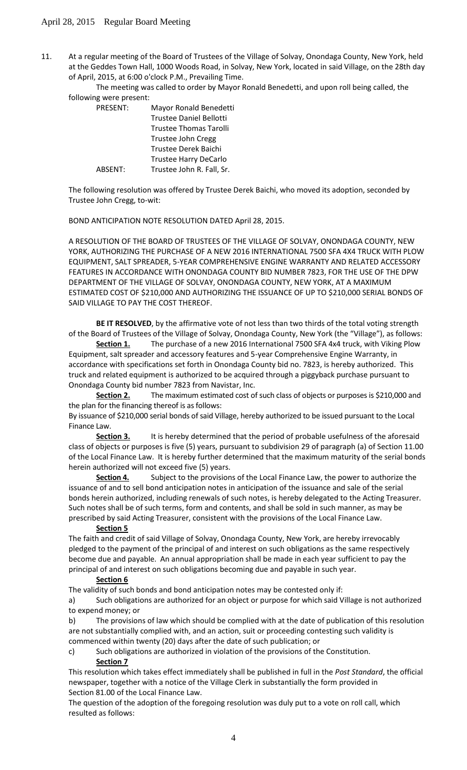April 28, 2015 Regular Board Meeting

11. At a regular meeting of the Board of Trustees of the Village of Solvay, Onondaga County, New York, held at the Geddes Town Hall, 1000 Woods Road, in Solvay, New York, located in said Village, on the 28th day of April, 2015, at 6:00 o'clock P.M., Prevailing Time.

The meeting was called to order by Mayor Ronald Benedetti, and upon roll being called, the following were present:

| | |
|---|---|
| PRESENT: | Mayor Ronald Benedetti |
| | Trustee Daniel Bellotti |
| | Trustee Thomas Tarolli |
| | Trustee John Cregg |
| | Trustee Derek Baichi |
| | Trustee Harry DeCarlo |
| ABSENT: | Trustee John R. Fall, Sr. |

The following resolution was offered by Trustee Derek Baichi, who moved its adoption, seconded by Trustee John Cregg, to-wit:

BOND ANTICIPATION NOTE RESOLUTION DATED April 28, 2015.

A RESOLUTION OF THE BOARD OF TRUSTEES OF THE VILLAGE OF SOLVAY, ONONDAGA COUNTY, NEW YORK, AUTHORIZING THE PURCHASE OF A NEW 2016 INTERNATIONAL 7500 SFA 4X4 TRUCK WITH PLOW EQUIPMENT, SALT SPREADER, 5-YEAR COMPREHENSIVE ENGINE WARRANTY AND RELATED ACCESSORY FEATURES IN ACCORDANCE WITH ONONDAGA COUNTY BID NUMBER 7823, FOR THE USE OF THE DPW DEPARTMENT OF THE VILLAGE OF SOLVAY, ONONDAGA COUNTY, NEW YORK, AT A MAXIMUM ESTIMATED COST OF $210,000 AND AUTHORIZING THE ISSUANCE OF UP TO $210,000 SERIAL BONDS OF SAID VILLAGE TO PAY THE COST THEREOF.

**BE IT RESOLVED**, by the affirmative vote of not less than two thirds of the total voting strength of the Board of Trustees of the Village of Solvay, Onondaga County, New York (the "Village"), as follows:

**Section 1.** The purchase of a new 2016 International 7500 SFA 4x4 truck, with Viking Plow Equipment, salt spreader and accessory features and 5-year Comprehensive Engine Warranty, in accordance with specifications set forth in Onondaga County bid no. 7823, is hereby authorized. This truck and related equipment is authorized to be acquired through a piggyback purchase pursuant to Onondaga County bid number 7823 from Navistar, Inc.

**Section 2.** The maximum estimated cost of such class of objects or purposes is $210,000 and the plan for the financing thereof is as follows:

By issuance of $210,000 serial bonds of said Village, hereby authorized to be issued pursuant to the Local Finance Law.

**Section 3.** It is hereby determined that the period of probable usefulness of the aforesaid class of objects or purposes is five (5) years, pursuant to subdivision 29 of paragraph (a) of Section 11.00 of the Local Finance Law. It is hereby further determined that the maximum maturity of the serial bonds herein authorized will not exceed five (5) years.

**Section 4.** Subject to the provisions of the Local Finance Law, the power to authorize the issuance of and to sell bond anticipation notes in anticipation of the issuance and sale of the serial bonds herein authorized, including renewals of such notes, is hereby delegated to the Acting Treasurer. Such notes shall be of such terms, form and contents, and shall be sold in such manner, as may be prescribed by said Acting Treasurer, consistent with the provisions of the Local Finance Law.

**Section 5**

The faith and credit of said Village of Solvay, Onondaga County, New York, are hereby irrevocably pledged to the payment of the principal of and interest on such obligations as the same respectively become due and payable. An annual appropriation shall be made in each year sufficient to pay the principal of and interest on such obligations becoming due and payable in such year.

**Section 6**

The validity of such bonds and bond anticipation notes may be contested only if:

a) Such obligations are authorized for an object or purpose for which said Village is not authorized to expend money; or

b) The provisions of law which should be complied with at the date of publication of this resolution are not substantially complied with, and an action, suit or proceeding contesting such validity is commenced within twenty (20) days after the date of such publication; or

c) Such obligations are authorized in violation of the provisions of the Constitution.

**Section 7**

This resolution which takes effect immediately shall be published in full in the *Post Standard*, the official newspaper, together with a notice of the Village Clerk in substantially the form provided in Section 81.00 of the Local Finance Law.

The question of the adoption of the foregoing resolution was duly put to a vote on roll call, which resulted as follows: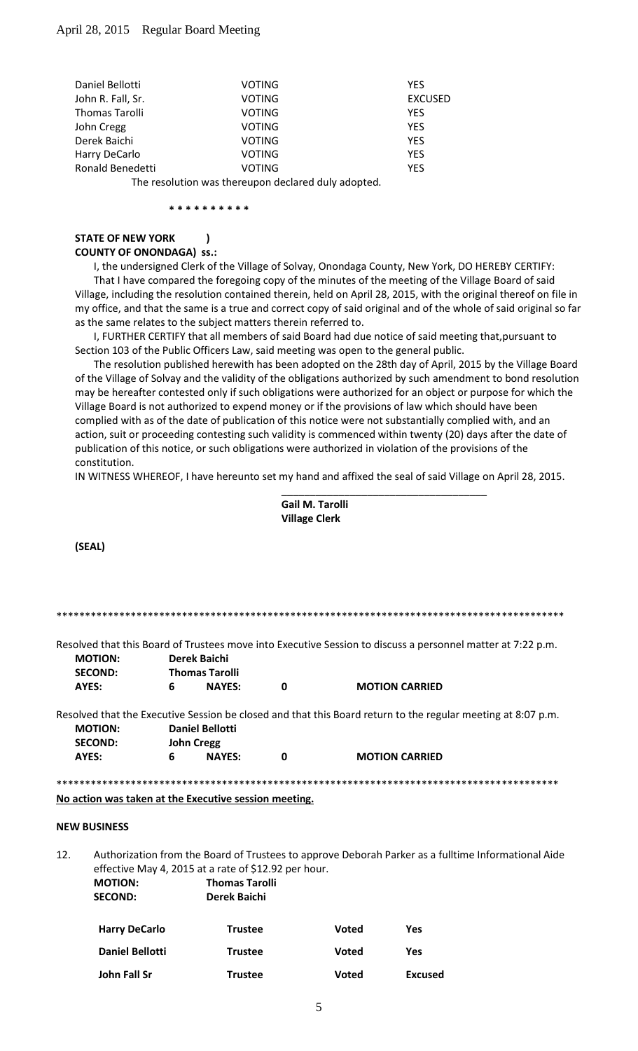| | | |
|---|---|---|
| Daniel Bellotti | VOTING | YES |
| John R. Fall, Sr. | VOTING | EXCUSED |
| Thomas Tarolli | VOTING | YES |
| John Cregg | VOTING | YES |
| Derek Baichi | VOTING | YES |
| Harry DeCarlo | VOTING | YES |
| Ronald Benedetti | VOTING | YES |

The resolution was thereupon declared duly adopted.

* * * * * * * * * *

**STATE OF NEW YORK )**
**COUNTY OF ONONDAGA) ss.:**

I, the undersigned Clerk of the Village of Solvay, Onondaga County, New York, DO HEREBY CERTIFY:

That I have compared the foregoing copy of the minutes of the meeting of the Village Board of said Village, including the resolution contained therein, held on April 28, 2015, with the original thereof on file in my office, and that the same is a true and correct copy of said original and of the whole of said original so far as the same relates to the subject matters therein referred to.

I, FURTHER CERTIFY that all members of said Board had due notice of said meeting that,pursuant to Section 103 of the Public Officers Law, said meeting was open to the general public.

The resolution published herewith has been adopted on the 28th day of April, 2015 by the Village Board of the Village of Solvay and the validity of the obligations authorized by such amendment to bond resolution may be hereafter contested only if such obligations were authorized for an object or purpose for which the Village Board is not authorized to expend money or if the provisions of law which should have been complied with as of the date of publication of this notice were not substantially complied with, and an action, suit or proceeding contesting such validity is commenced within twenty (20) days after the date of publication of this notice, or such obligations were authorized in violation of the provisions of the constitution.

IN WITNESS WHEREOF, I have hereunto set my hand and affixed the seal of said Village on April 28, 2015.

\_\_\_\_\_\_\_\_\_\_\_\_\_\_\_\_\_\_\_\_\_\_\_\_\_\_\_\_\_\_\_\_\_\_
**Gail M. Tarolli**
**Village Clerk**

**(SEAL)**

******************************************************************************************

Resolved that this Board of Trustees move into Executive Session to discuss a personnel matter at 7:22 p.m.

| | | | | |
|---|---|---|---|---|
| **MOTION:** | **Derek Baichi** | | | |
| **SECOND:** | **Thomas Tarolli** | | | |
| **AYES:** | **6** | **NAYES:** | **0** | **MOTION CARRIED** |

Resolved that the Executive Session be closed and that this Board return to the regular meeting at 8:07 p.m.

| | | | | |
|---|---|---|---|---|
| **MOTION:** | **Daniel Bellotti** | | | |
| **SECOND:** | **John Cregg** | | | |
| **AYES:** | **6** | **NAYES:** | **0** | **MOTION CARRIED** |

******************************************************************************************

**No action was taken at the Executive session meeting.**

**NEW BUSINESS**

12. Authorization from the Board of Trustees to approve Deborah Parker as a fulltime Informational Aide effective May 4, 2015 at a rate of $12.92 per hour.

**MOTION:** **Thomas Tarolli**
**SECOND:** **Derek Baichi**

| | | | |
|---|---|---|---|
| **Harry DeCarlo** | **Trustee** | **Voted** | **Yes** |
| **Daniel Bellotti** | **Trustee** | **Voted** | **Yes** |
| **John Fall Sr** | **Trustee** | **Voted** | **Excused** |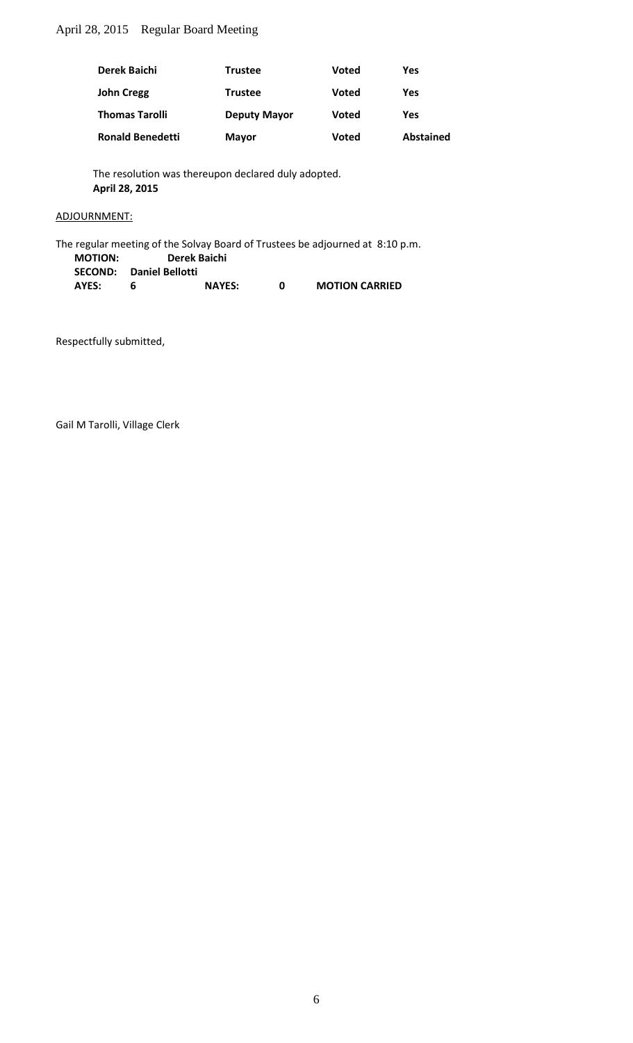| | | | |
|---|---|---|---|
| **Derek Baichi** | **Trustee** | **Voted** | **Yes** |
| **John Cregg** | **Trustee** | **Voted** | **Yes** |
| **Thomas Tarolli** | **Deputy Mayor** | **Voted** | **Yes** |
| **Ronald Benedetti** | **Mayor** | **Voted** | **Abstained** |

The resolution was thereupon declared duly adopted.
**April 28, 2015**

ADJOURNMENT:

The regular meeting of the Solvay Board of Trustees be adjourned at 8:10 p.m.

**MOTION:** **Derek Baichi**
**SECOND:** **Daniel Bellotti**
**AYES:** **6** **NAYES:** **0** **MOTION CARRIED**

Respectfully submitted,

Gail M Tarolli, Village Clerk